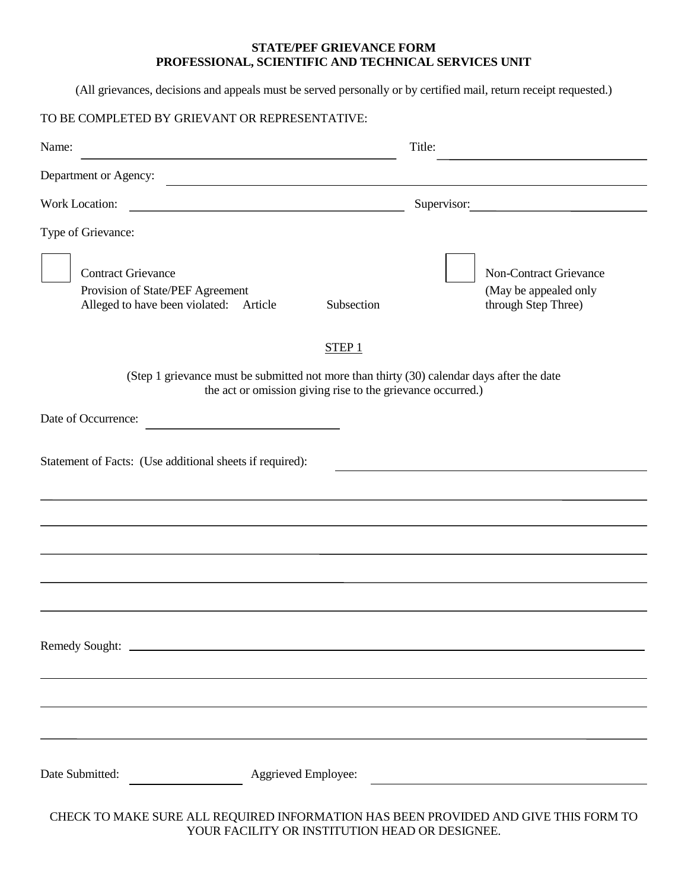**STATE/PEF GRIEVANCE FORM**
**PROFESSIONAL, SCIENTIFIC AND TECHNICAL SERVICES UNIT**

(All grievances, decisions and appeals must be served personally or by certified mail, return receipt requested.)

TO BE COMPLETED BY GRIEVANT OR REPRESENTATIVE:

Name: ______________________________ Title: ______________________________

Department or Agency: ______________________________

Work Location: ______________________________ Supervisor: ______________________________

Type of Grievance:

☐ Contract Grievance
Provision of State/PEF Agreement
Alleged to have been violated: Article Subsection

☐ Non-Contract Grievance
(May be appealed only through Step Three)

STEP 1

(Step 1 grievance must be submitted not more than thirty (30) calendar days after the date the act or omission giving rise to the grievance occurred.)

Date of Occurrence: ______________________________

Statement of Facts: (Use additional sheets if required): ______________________________

______________________________

______________________________

______________________________

______________________________

______________________________

Remedy Sought: ______________________________

______________________________

______________________________

______________________________

Date Submitted: ______________ Aggrieved Employee: ______________________________

CHECK TO MAKE SURE ALL REQUIRED INFORMATION HAS BEEN PROVIDED AND GIVE THIS FORM TO YOUR FACILITY OR INSTITUTION HEAD OR DESIGNEE.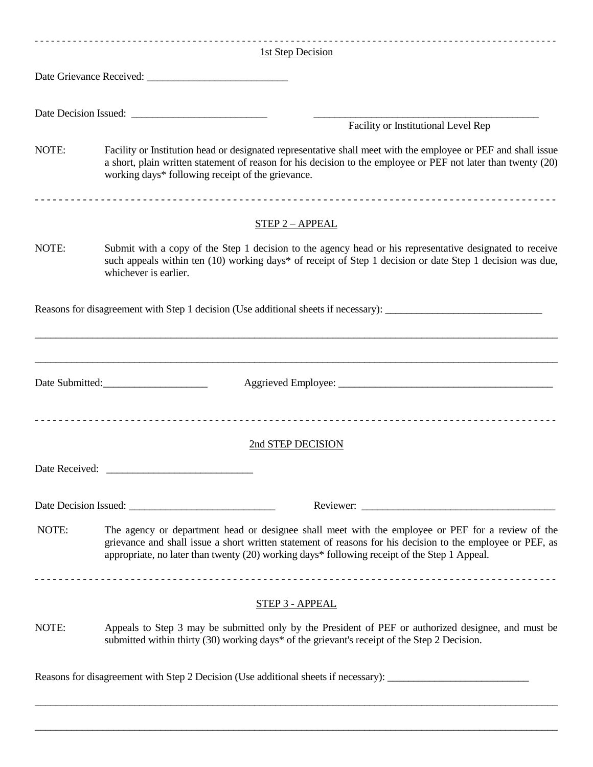---

1st Step Decision

Date Grievance Received: ___________________________

Date Decision Issued: __________________________ ____________________________________________
Facility or Institutional Level Rep

NOTE: Facility or Institution head or designated representative shall meet with the employee or PEF and shall issue a short, plain written statement of reason for his decision to the employee or PEF not later than twenty (20) working days* following receipt of the grievance.

---

STEP 2 – APPEAL

NOTE: Submit with a copy of the Step 1 decision to the agency head or his representative designated to receive such appeals within ten (10) working days* of receipt of Step 1 decision or date Step 1 decision was due, whichever is earlier.

Reasons for disagreement with Step 1 decision (Use additional sheets if necessary): ______________________________

_____________________________________________________________________________________________________

_____________________________________________________________________________________________________

Date Submitted:____________________ Aggrieved Employee: __________________________________________

---

2nd STEP DECISION

Date Received: ____________________________

Date Decision Issued: ____________________________ Reviewer: ______________________________________

NOTE: The agency or department head or designee shall meet with the employee or PEF for a review of the grievance and shall issue a short written statement of reasons for his decision to the employee or PEF, as appropriate, no later than twenty (20) working days* following receipt of the Step 1 Appeal.

---

STEP 3 - APPEAL

NOTE: Appeals to Step 3 may be submitted only by the President of PEF or authorized designee, and must be submitted within thirty (30) working days* of the grievant's receipt of the Step 2 Decision.

Reasons for disagreement with Step 2 Decision (Use additional sheets if necessary): ___________________________

_____________________________________________________________________________________________________

_____________________________________________________________________________________________________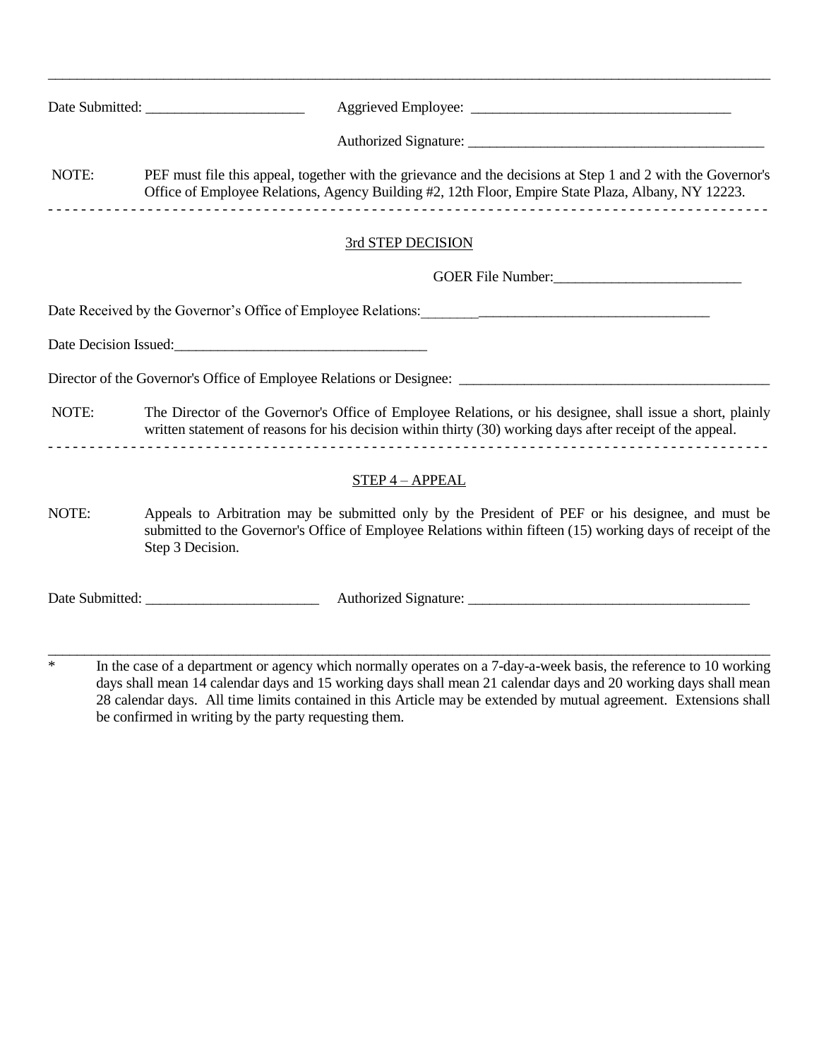Date Submitted: ______________________ Aggrieved Employee: ____________________________________

Authorized Signature: _________________________________________

NOTE: PEF must file this appeal, together with the grievance and the decisions at Step 1 and 2 with the Governor's Office of Employee Relations, Agency Building #2, 12th Floor, Empire State Plaza, Albany, NY 12223.

---

## 3rd STEP DECISION

GOER File Number:__________________________

Date Received by the Governor's Office of Employee Relations:_________________________________________

Date Decision Issued:___________________________________

Director of the Governor's Office of Employee Relations or Designee: ____________________________________________

NOTE: The Director of the Governor's Office of Employee Relations, or his designee, shall issue a short, plainly written statement of reasons for his decision within thirty (30) working days after receipt of the appeal.

---

## STEP 4 – APPEAL

NOTE: Appeals to Arbitration may be submitted only by the President of PEF or his designee, and must be submitted to the Governor's Office of Employee Relations within fifteen (15) working days of receipt of the Step 3 Decision.

Date Submitted: ________________________ Authorized Signature: _______________________________________

---

* In the case of a department or agency which normally operates on a 7-day-a-week basis, the reference to 10 working days shall mean 14 calendar days and 15 working days shall mean 21 calendar days and 20 working days shall mean 28 calendar days. All time limits contained in this Article may be extended by mutual agreement. Extensions shall be confirmed in writing by the party requesting them.